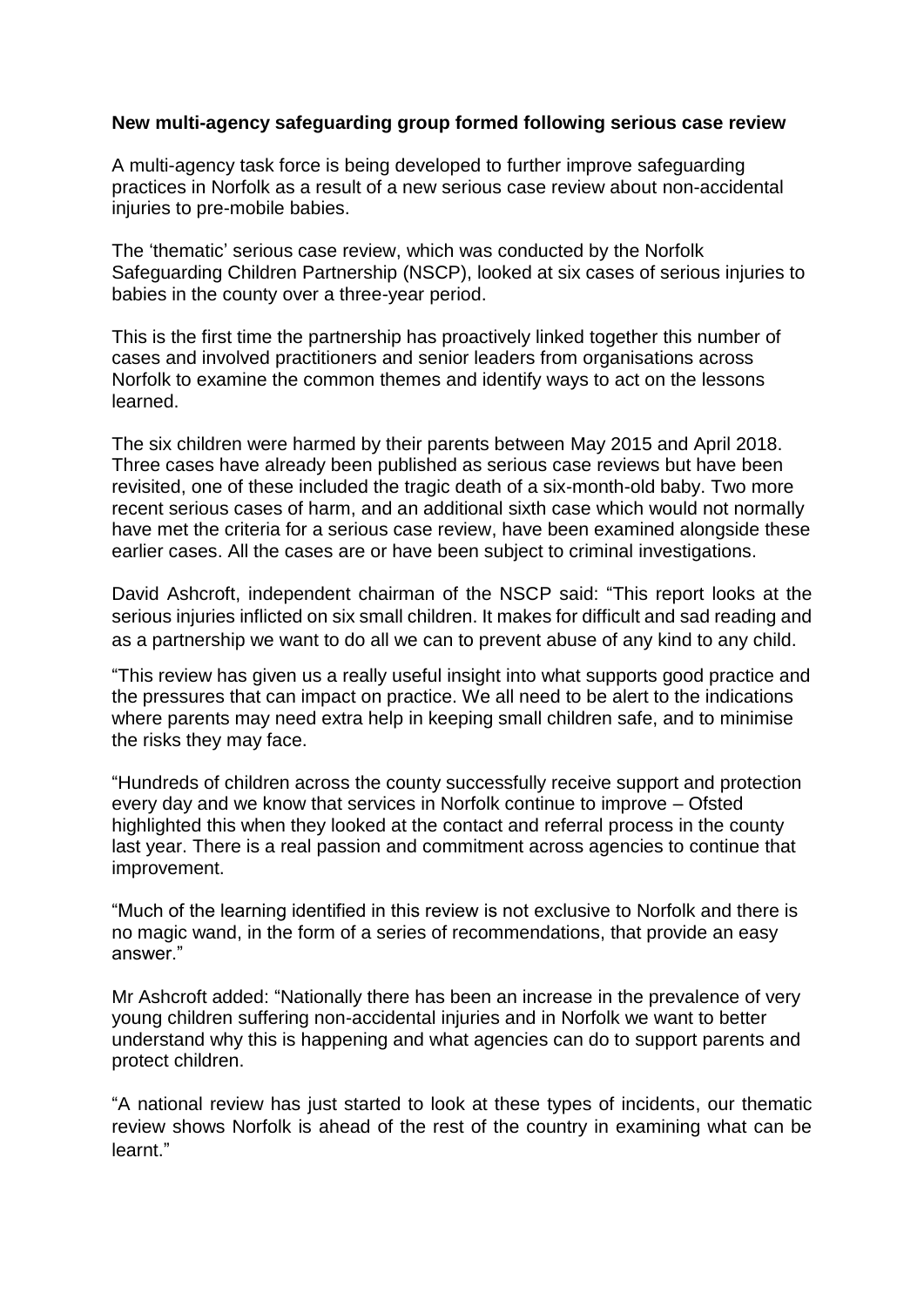**New multi-agency safeguarding group formed following serious case review**

A multi-agency task force is being developed to further improve safeguarding practices in Norfolk as a result of a new serious case review about non-accidental injuries to pre-mobile babies.

The 'thematic' serious case review, which was conducted by the Norfolk Safeguarding Children Partnership (NSCP), looked at six cases of serious injuries to babies in the county over a three-year period.

This is the first time the partnership has proactively linked together this number of cases and involved practitioners and senior leaders from organisations across Norfolk to examine the common themes and identify ways to act on the lessons learned.

The six children were harmed by their parents between May 2015 and April 2018. Three cases have already been published as serious case reviews but have been revisited, one of these included the tragic death of a six-month-old baby. Two more recent serious cases of harm, and an additional sixth case which would not normally have met the criteria for a serious case review, have been examined alongside these earlier cases. All the cases are or have been subject to criminal investigations.

David Ashcroft, independent chairman of the NSCP said: "This report looks at the serious injuries inflicted on six small children. It makes for difficult and sad reading and as a partnership we want to do all we can to prevent abuse of any kind to any child.

"This review has given us a really useful insight into what supports good practice and the pressures that can impact on practice. We all need to be alert to the indications where parents may need extra help in keeping small children safe, and to minimise the risks they may face.

"Hundreds of children across the county successfully receive support and protection every day and we know that services in Norfolk continue to improve – Ofsted highlighted this when they looked at the contact and referral process in the county last year. There is a real passion and commitment across agencies to continue that improvement.

"Much of the learning identified in this review is not exclusive to Norfolk and there is no magic wand, in the form of a series of recommendations, that provide an easy answer."

Mr Ashcroft added: "Nationally there has been an increase in the prevalence of very young children suffering non-accidental injuries and in Norfolk we want to better understand why this is happening and what agencies can do to support parents and protect children.

"A national review has just started to look at these types of incidents, our thematic review shows Norfolk is ahead of the rest of the country in examining what can be learnt."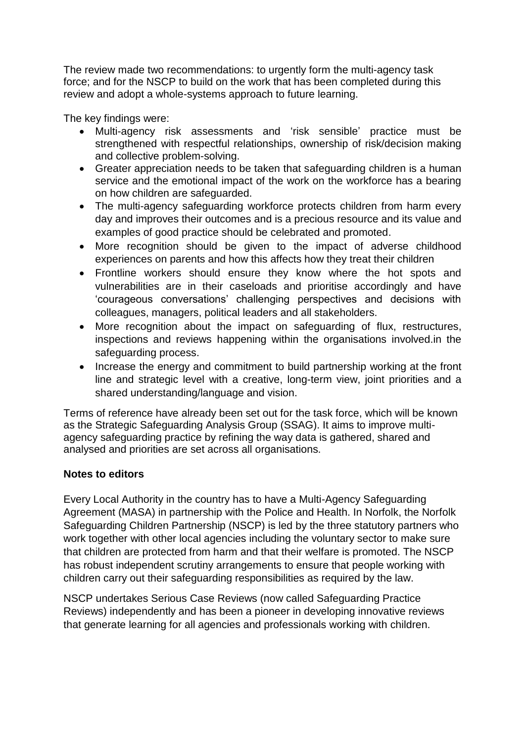The review made two recommendations: to urgently form the multi-agency task force; and for the NSCP to build on the work that has been completed during this review and adopt a whole-systems approach to future learning.

The key findings were:

- Multi-agency risk assessments and 'risk sensible' practice must be strengthened with respectful relationships, ownership of risk/decision making and collective problem-solving.
- Greater appreciation needs to be taken that safeguarding children is a human service and the emotional impact of the work on the workforce has a bearing on how children are safeguarded.
- The multi-agency safeguarding workforce protects children from harm every day and improves their outcomes and is a precious resource and its value and examples of good practice should be celebrated and promoted.
- More recognition should be given to the impact of adverse childhood experiences on parents and how this affects how they treat their children
- Frontline workers should ensure they know where the hot spots and vulnerabilities are in their caseloads and prioritise accordingly and have 'courageous conversations' challenging perspectives and decisions with colleagues, managers, political leaders and all stakeholders.
- More recognition about the impact on safeguarding of flux, restructures, inspections and reviews happening within the organisations involved.in the safeguarding process.
- Increase the energy and commitment to build partnership working at the front line and strategic level with a creative, long-term view, joint priorities and a shared understanding/language and vision.

Terms of reference have already been set out for the task force, which will be known as the Strategic Safeguarding Analysis Group (SSAG). It aims to improve multi-agency safeguarding practice by refining the way data is gathered, shared and analysed and priorities are set across all organisations.

**Notes to editors**

Every Local Authority in the country has to have a Multi-Agency Safeguarding Agreement (MASA) in partnership with the Police and Health. In Norfolk, the Norfolk Safeguarding Children Partnership (NSCP) is led by the three statutory partners who work together with other local agencies including the voluntary sector to make sure that children are protected from harm and that their welfare is promoted. The NSCP has robust independent scrutiny arrangements to ensure that people working with children carry out their safeguarding responsibilities as required by the law.

NSCP undertakes Serious Case Reviews (now called Safeguarding Practice Reviews) independently and has been a pioneer in developing innovative reviews that generate learning for all agencies and professionals working with children.